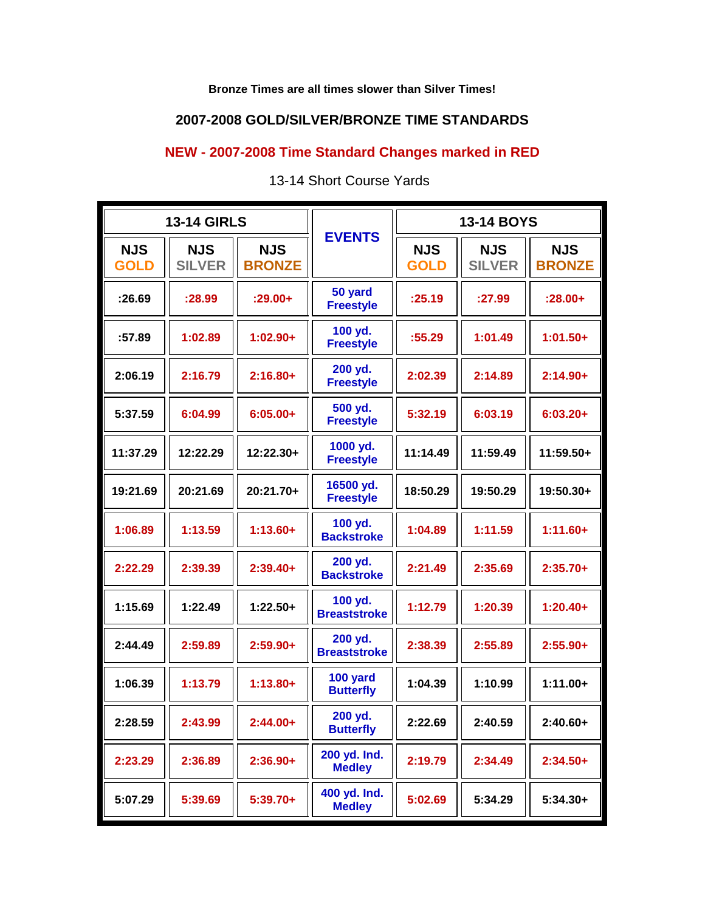**Bronze Times are all times slower than Silver Times!**

## 2007-2008 GOLD/SILVER/BRONZE TIME STANDARDS

## NEW - 2007-2008 Time Standard Changes marked in RED

13-14 Short Course Yards

| 13-14 GIRLS | | | EVENTS | 13-14 BOYS | | |
|---|---|---|---|---|---|---|
| NJS GOLD | NJS SILVER | NJS BRONZE | | NJS GOLD | NJS SILVER | NJS BRONZE |
| :26.69 | :28.99 | :29.00+ | 50 yard Freestyle | :25.19 | :27.99 | :28.00+ |
| :57.89 | 1:02.89 | 1:02.90+ | 100 yd. Freestyle | :55.29 | 1:01.49 | 1:01.50+ |
| 2:06.19 | 2:16.79 | 2:16.80+ | 200 yd. Freestyle | 2:02.39 | 2:14.89 | 2:14.90+ |
| 5:37.59 | 6:04.99 | 6:05.00+ | 500 yd. Freestyle | 5:32.19 | 6:03.19 | 6:03.20+ |
| 11:37.29 | 12:22.29 | 12:22.30+ | 1000 yd. Freestyle | 11:14.49 | 11:59.49 | 11:59.50+ |
| 19:21.69 | 20:21.69 | 20:21.70+ | 16500 yd. Freestyle | 18:50.29 | 19:50.29 | 19:50.30+ |
| 1:06.89 | 1:13.59 | 1:13.60+ | 100 yd. Backstroke | 1:04.89 | 1:11.59 | 1:11.60+ |
| 2:22.29 | 2:39.39 | 2:39.40+ | 200 yd. Backstroke | 2:21.49 | 2:35.69 | 2:35.70+ |
| 1:15.69 | 1:22.49 | 1:22.50+ | 100 yd. Breaststroke | 1:12.79 | 1:20.39 | 1:20.40+ |
| 2:44.49 | 2:59.89 | 2:59.90+ | 200 yd. Breaststroke | 2:38.39 | 2:55.89 | 2:55.90+ |
| 1:06.39 | 1:13.79 | 1:13.80+ | 100 yard Butterfly | 1:04.39 | 1:10.99 | 1:11.00+ |
| 2:28.59 | 2:43.99 | 2:44.00+ | 200 yd. Butterfly | 2:22.69 | 2:40.59 | 2:40.60+ |
| 2:23.29 | 2:36.89 | 2:36.90+ | 200 yd. Ind. Medley | 2:19.79 | 2:34.49 | 2:34.50+ |
| 5:07.29 | 5:39.69 | 5:39.70+ | 400 yd. Ind. Medley | 5:02.69 | 5:34.29 | 5:34.30+ |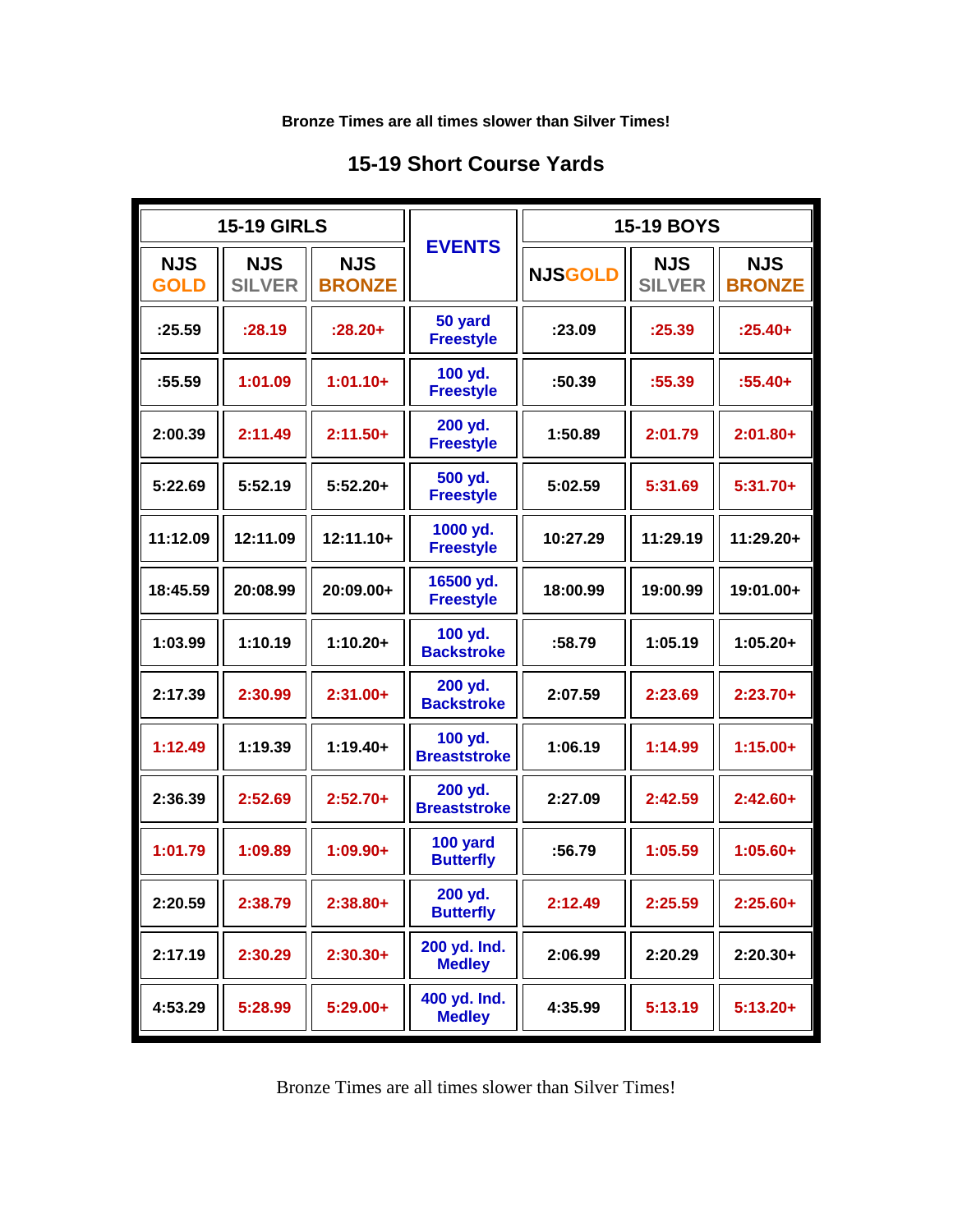**Bronze Times are all times slower than Silver Times!**

## 15-19 Short Course Yards

| 15-19 GIRLS | | | EVENTS | 15-19 BOYS | | |
|---|---|---|---|---|---|---|
| NJS GOLD | NJS SILVER | NJS BRONZE | | NJSGOLD | NJS SILVER | NJS BRONZE |
| :25.59 | :28.19 | :28.20+ | 50 yard Freestyle | :23.09 | :25.39 | :25.40+ |
| :55.59 | 1:01.09 | 1:01.10+ | 100 yd. Freestyle | :50.39 | :55.39 | :55.40+ |
| 2:00.39 | 2:11.49 | 2:11.50+ | 200 yd. Freestyle | 1:50.89 | 2:01.79 | 2:01.80+ |
| 5:22.69 | 5:52.19 | 5:52.20+ | 500 yd. Freestyle | 5:02.59 | 5:31.69 | 5:31.70+ |
| 11:12.09 | 12:11.09 | 12:11.10+ | 1000 yd. Freestyle | 10:27.29 | 11:29.19 | 11:29.20+ |
| 18:45.59 | 20:08.99 | 20:09.00+ | 16500 yd. Freestyle | 18:00.99 | 19:00.99 | 19:01.00+ |
| 1:03.99 | 1:10.19 | 1:10.20+ | 100 yd. Backstroke | :58.79 | 1:05.19 | 1:05.20+ |
| 2:17.39 | 2:30.99 | 2:31.00+ | 200 yd. Backstroke | 2:07.59 | 2:23.69 | 2:23.70+ |
| 1:12.49 | 1:19.39 | 1:19.40+ | 100 yd. Breaststroke | 1:06.19 | 1:14.99 | 1:15.00+ |
| 2:36.39 | 2:52.69 | 2:52.70+ | 200 yd. Breaststroke | 2:27.09 | 2:42.59 | 2:42.60+ |
| 1:01.79 | 1:09.89 | 1:09.90+ | 100 yard Butterfly | :56.79 | 1:05.59 | 1:05.60+ |
| 2:20.59 | 2:38.79 | 2:38.80+ | 200 yd. Butterfly | 2:12.49 | 2:25.59 | 2:25.60+ |
| 2:17.19 | 2:30.29 | 2:30.30+ | 200 yd. Ind. Medley | 2:06.99 | 2:20.29 | 2:20.30+ |
| 4:53.29 | 5:28.99 | 5:29.00+ | 400 yd. Ind. Medley | 4:35.99 | 5:13.19 | 5:13.20+ |

Bronze Times are all times slower than Silver Times!